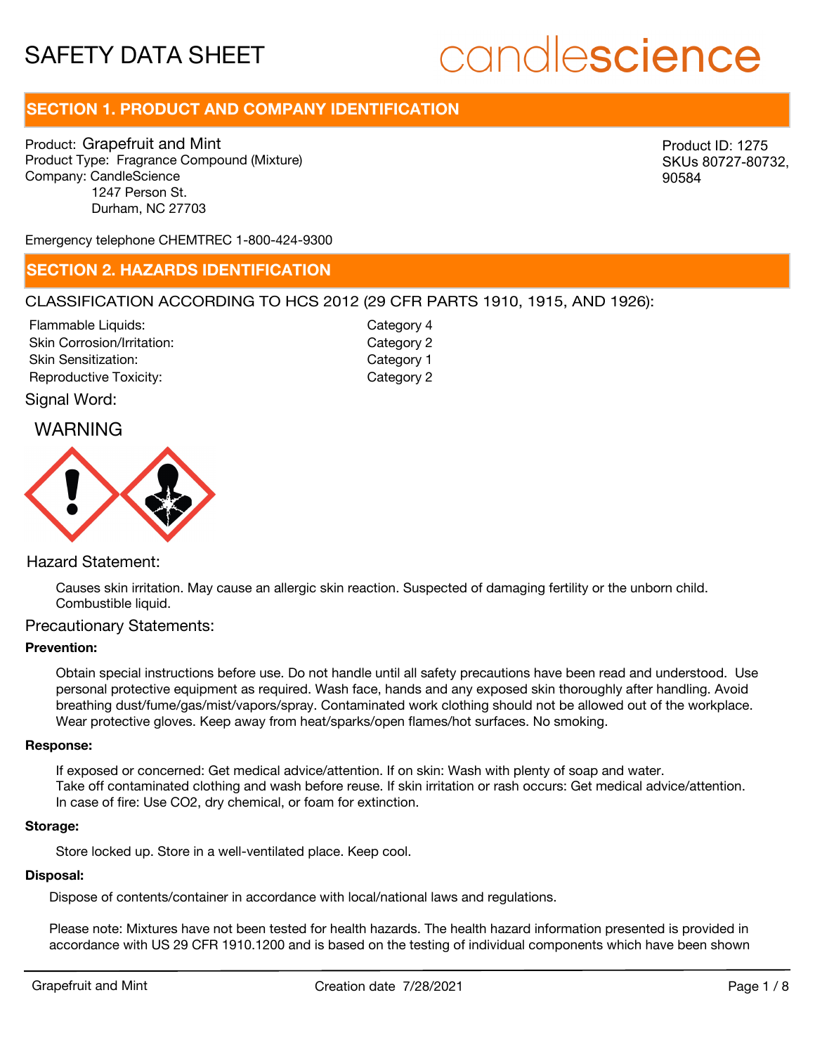# SAFETY DATA SHEET

candlescience

## SECTION 1. PRODUCT AND COMPANY IDENTIFICATION

Product: Grapefruit and Mint
Product Type: Fragrance Compound (Mixture)
Company: CandleScience
1247 Person St.
Durham, NC 27703

Product ID: 1275
SKUs 80727-80732, 90584

Emergency telephone CHEMTREC 1-800-424-9300

## SECTION 2. HAZARDS IDENTIFICATION

CLASSIFICATION ACCORDING TO HCS 2012 (29 CFR PARTS 1910, 1915, AND 1926):

| | |
|---|---|
| Flammable Liquids: | Category 4 |
| Skin Corrosion/Irritation: | Category 2 |
| Skin Sensitization: | Category 1 |
| Reproductive Toxicity: | Category 2 |

Signal Word:

WARNING

Hazard Statement:

Causes skin irritation. May cause an allergic skin reaction. Suspected of damaging fertility or the unborn child. Combustible liquid.

Precautionary Statements:

**Prevention:**

Obtain special instructions before use. Do not handle until all safety precautions have been read and understood. Use personal protective equipment as required. Wash face, hands and any exposed skin thoroughly after handling. Avoid breathing dust/fume/gas/mist/vapors/spray. Contaminated work clothing should not be allowed out of the workplace. Wear protective gloves. Keep away from heat/sparks/open flames/hot surfaces. No smoking.

**Response:**

If exposed or concerned: Get medical advice/attention. If on skin: Wash with plenty of soap and water. Take off contaminated clothing and wash before reuse. If skin irritation or rash occurs: Get medical advice/attention. In case of fire: Use CO2, dry chemical, or foam for extinction.

**Storage:**

Store locked up. Store in a well-ventilated place. Keep cool.

**Disposal:**

Dispose of contents/container in accordance with local/national laws and regulations.

Please note: Mixtures have not been tested for health hazards. The health hazard information presented is provided in accordance with US 29 CFR 1910.1200 and is based on the testing of individual components which have been shown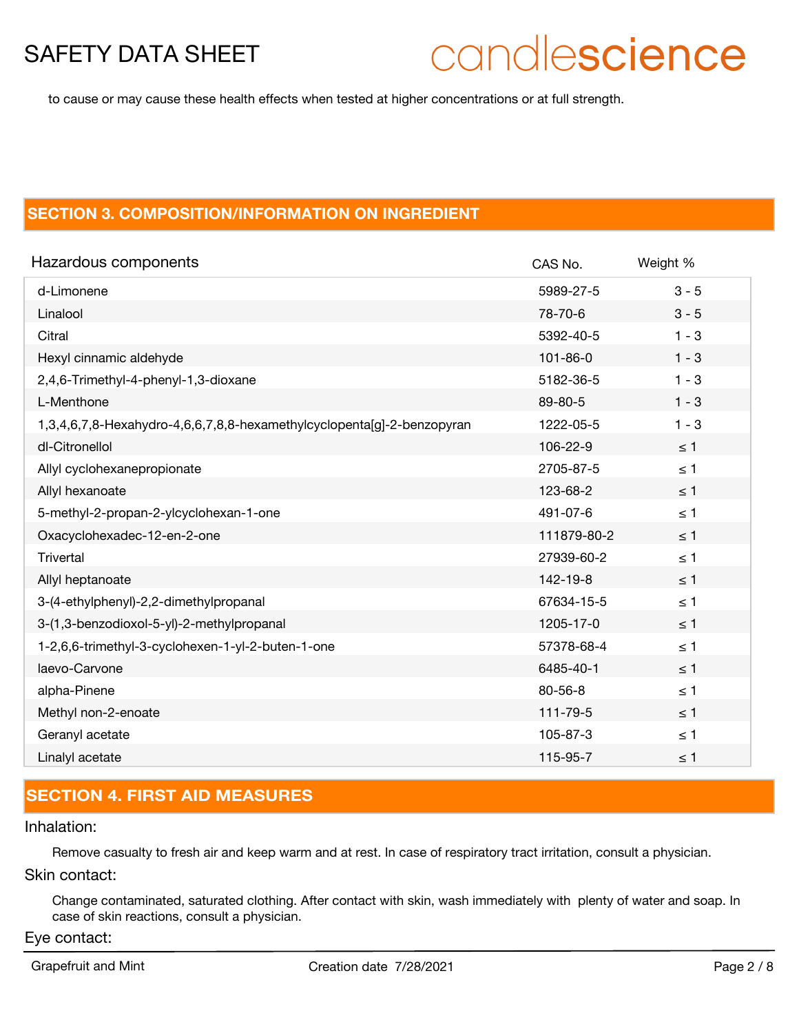to cause or may cause these health effects when tested at higher concentrations or at full strength.

## SECTION 3. COMPOSITION/INFORMATION ON INGREDIENT

| Hazardous components | CAS No. | Weight % |
|---|---|---|
| d-Limonene | 5989-27-5 | 3 - 5 |
| Linalool | 78-70-6 | 3 - 5 |
| Citral | 5392-40-5 | 1 - 3 |
| Hexyl cinnamic aldehyde | 101-86-0 | 1 - 3 |
| 2,4,6-Trimethyl-4-phenyl-1,3-dioxane | 5182-36-5 | 1 - 3 |
| L-Menthone | 89-80-5 | 1 - 3 |
| 1,3,4,6,7,8-Hexahydro-4,6,6,7,8,8-hexamethylcyclopenta[g]-2-benzopyran | 1222-05-5 | 1 - 3 |
| dl-Citronellol | 106-22-9 | ≤ 1 |
| Allyl cyclohexanepropionate | 2705-87-5 | ≤ 1 |
| Allyl hexanoate | 123-68-2 | ≤ 1 |
| 5-methyl-2-propan-2-ylcyclohexan-1-one | 491-07-6 | ≤ 1 |
| Oxacyclohexadec-12-en-2-one | 111879-80-2 | ≤ 1 |
| Trivertal | 27939-60-2 | ≤ 1 |
| Allyl heptanoate | 142-19-8 | ≤ 1 |
| 3-(4-ethylphenyl)-2,2-dimethylpropanal | 67634-15-5 | ≤ 1 |
| 3-(1,3-benzodioxol-5-yl)-2-methylpropanal | 1205-17-0 | ≤ 1 |
| 1-2,6,6-trimethyl-3-cyclohexen-1-yl-2-buten-1-one | 57378-68-4 | ≤ 1 |
| laevo-Carvone | 6485-40-1 | ≤ 1 |
| alpha-Pinene | 80-56-8 | ≤ 1 |
| Methyl non-2-enoate | 111-79-5 | ≤ 1 |
| Geranyl acetate | 105-87-3 | ≤ 1 |
| Linalyl acetate | 115-95-7 | ≤ 1 |

## SECTION 4. FIRST AID MEASURES

Inhalation:

Remove casualty to fresh air and keep warm and at rest. In case of respiratory tract irritation, consult a physician.

Skin contact:

Change contaminated, saturated clothing. After contact with skin, wash immediately with plenty of water and soap. In case of skin reactions, consult a physician.

Eye contact: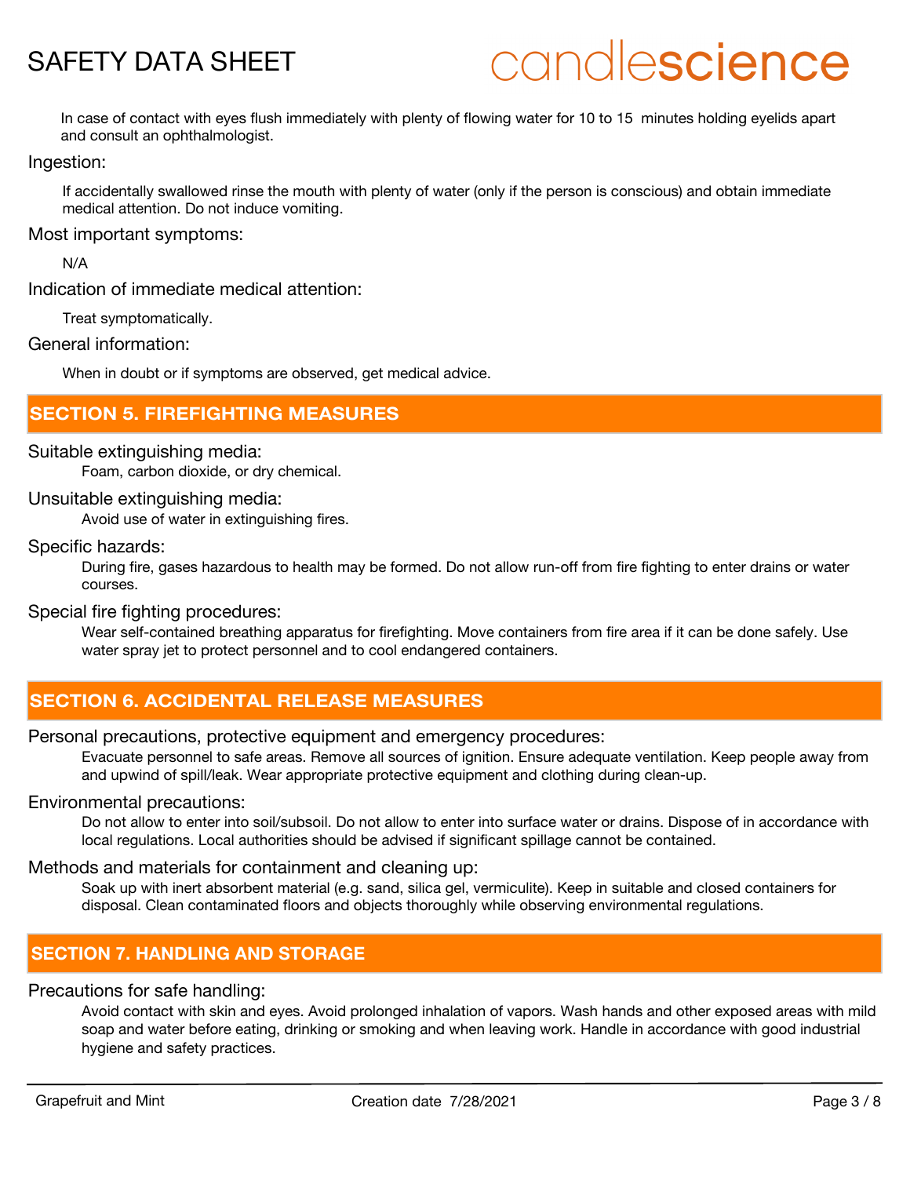In case of contact with eyes flush immediately with plenty of flowing water for 10 to 15 minutes holding eyelids apart and consult an ophthalmologist.

Ingestion:

If accidentally swallowed rinse the mouth with plenty of water (only if the person is conscious) and obtain immediate medical attention. Do not induce vomiting.

Most important symptoms:

N/A

Indication of immediate medical attention:

Treat symptomatically.

General information:

When in doubt or if symptoms are observed, get medical advice.

## SECTION 5. FIREFIGHTING MEASURES

Suitable extinguishing media:

Foam, carbon dioxide, or dry chemical.

Unsuitable extinguishing media:

Avoid use of water in extinguishing fires.

Specific hazards:

During fire, gases hazardous to health may be formed. Do not allow run-off from fire fighting to enter drains or water courses.

Special fire fighting procedures:

Wear self-contained breathing apparatus for firefighting. Move containers from fire area if it can be done safely. Use water spray jet to protect personnel and to cool endangered containers.

## SECTION 6. ACCIDENTAL RELEASE MEASURES

Personal precautions, protective equipment and emergency procedures:

Evacuate personnel to safe areas. Remove all sources of ignition. Ensure adequate ventilation. Keep people away from and upwind of spill/leak. Wear appropriate protective equipment and clothing during clean-up.

Environmental precautions:

Do not allow to enter into soil/subsoil. Do not allow to enter into surface water or drains. Dispose of in accordance with local regulations. Local authorities should be advised if significant spillage cannot be contained.

Methods and materials for containment and cleaning up:

Soak up with inert absorbent material (e.g. sand, silica gel, vermiculite). Keep in suitable and closed containers for disposal. Clean contaminated floors and objects thoroughly while observing environmental regulations.

## SECTION 7. HANDLING AND STORAGE

Precautions for safe handling:

Avoid contact with skin and eyes. Avoid prolonged inhalation of vapors. Wash hands and other exposed areas with mild soap and water before eating, drinking or smoking and when leaving work. Handle in accordance with good industrial hygiene and safety practices.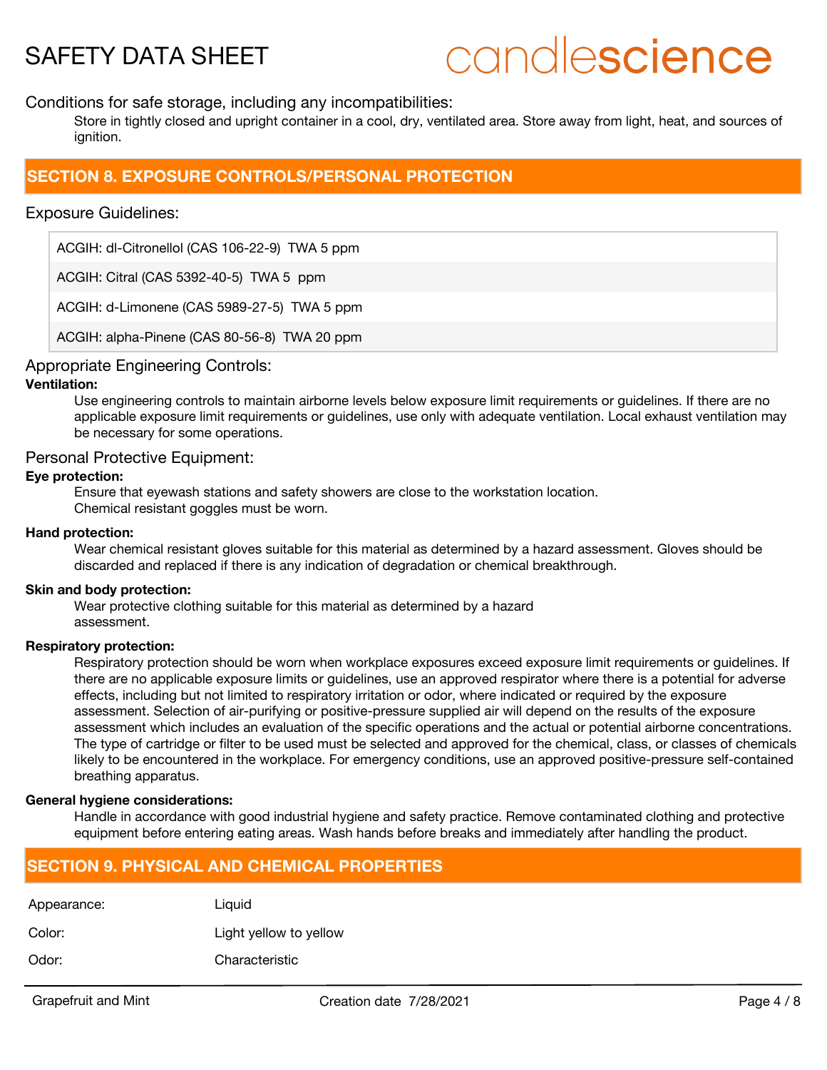Conditions for safe storage, including any incompatibilities:

Store in tightly closed and upright container in a cool, dry, ventilated area. Store away from light, heat, and sources of ignition.

## SECTION 8. EXPOSURE CONTROLS/PERSONAL PROTECTION

### Exposure Guidelines:

| |
|---|
| ACGIH: dl-Citronellol (CAS 106-22-9) TWA 5 ppm |
| ACGIH: Citral (CAS 5392-40-5) TWA 5 ppm |
| ACGIH: d-Limonene (CAS 5989-27-5) TWA 5 ppm |
| ACGIH: alpha-Pinene (CAS 80-56-8) TWA 20 ppm |

### Appropriate Engineering Controls:

**Ventilation:**

Use engineering controls to maintain airborne levels below exposure limit requirements or guidelines. If there are no applicable exposure limit requirements or guidelines, use only with adequate ventilation. Local exhaust ventilation may be necessary for some operations.

### Personal Protective Equipment:

**Eye protection:**

Ensure that eyewash stations and safety showers are close to the workstation location.
Chemical resistant goggles must be worn.

**Hand protection:**

Wear chemical resistant gloves suitable for this material as determined by a hazard assessment. Gloves should be discarded and replaced if there is any indication of degradation or chemical breakthrough.

**Skin and body protection:**

Wear protective clothing suitable for this material as determined by a hazard assessment.

**Respiratory protection:**

Respiratory protection should be worn when workplace exposures exceed exposure limit requirements or guidelines. If there are no applicable exposure limits or guidelines, use an approved respirator where there is a potential for adverse effects, including but not limited to respiratory irritation or odor, where indicated or required by the exposure assessment. Selection of air-purifying or positive-pressure supplied air will depend on the results of the exposure assessment which includes an evaluation of the specific operations and the actual or potential airborne concentrations. The type of cartridge or filter to be used must be selected and approved for the chemical, class, or classes of chemicals likely to be encountered in the workplace. For emergency conditions, use an approved positive-pressure self-contained breathing apparatus.

**General hygiene considerations:**

Handle in accordance with good industrial hygiene and safety practice. Remove contaminated clothing and protective equipment before entering eating areas. Wash hands before breaks and immediately after handling the product.

## SECTION 9. PHYSICAL AND CHEMICAL PROPERTIES

| | |
|---|---|
| Appearance: | Liquid |
| Color: | Light yellow to yellow |
| Odor: | Characteristic |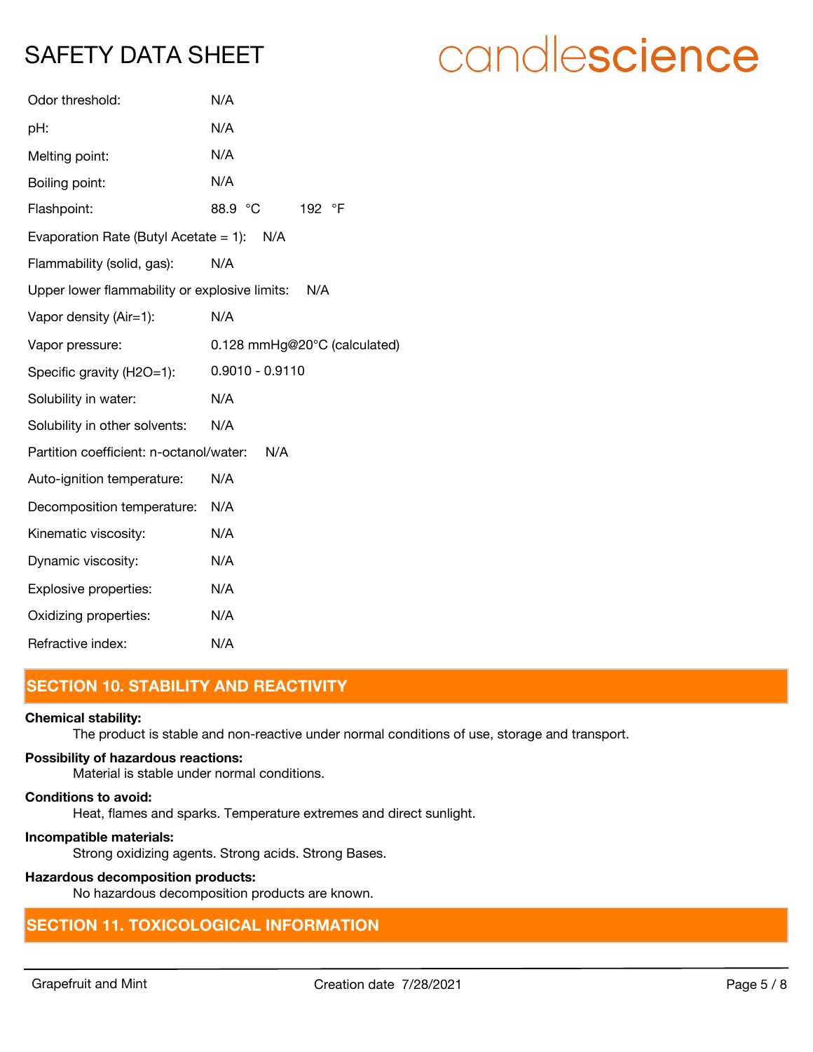Odor threshold: N/A

pH: N/A

Melting point: N/A

Boiling point: N/A

Flashpoint: 88.9 °C 192 °F

Evaporation Rate (Butyl Acetate = 1): N/A

Flammability (solid, gas): N/A

Upper lower flammability or explosive limits: N/A

Vapor density (Air=1): N/A

Vapor pressure: 0.128 mmHg@20°C (calculated)

Specific gravity (H2O=1): 0.9010 - 0.9110

Solubility in water: N/A

Solubility in other solvents: N/A

Partition coefficient: n-octanol/water: N/A

Auto-ignition temperature: N/A

Decomposition temperature: N/A

Kinematic viscosity: N/A

Dynamic viscosity: N/A

Explosive properties: N/A

Oxidizing properties: N/A

Refractive index: N/A

## SECTION 10. STABILITY AND REACTIVITY

**Chemical stability:**
The product is stable and non-reactive under normal conditions of use, storage and transport.

**Possibility of hazardous reactions:**
Material is stable under normal conditions.

**Conditions to avoid:**
Heat, flames and sparks. Temperature extremes and direct sunlight.

**Incompatible materials:**
Strong oxidizing agents. Strong acids. Strong Bases.

**Hazardous decomposition products:**
No hazardous decomposition products are known.

## SECTION 11. TOXICOLOGICAL INFORMATION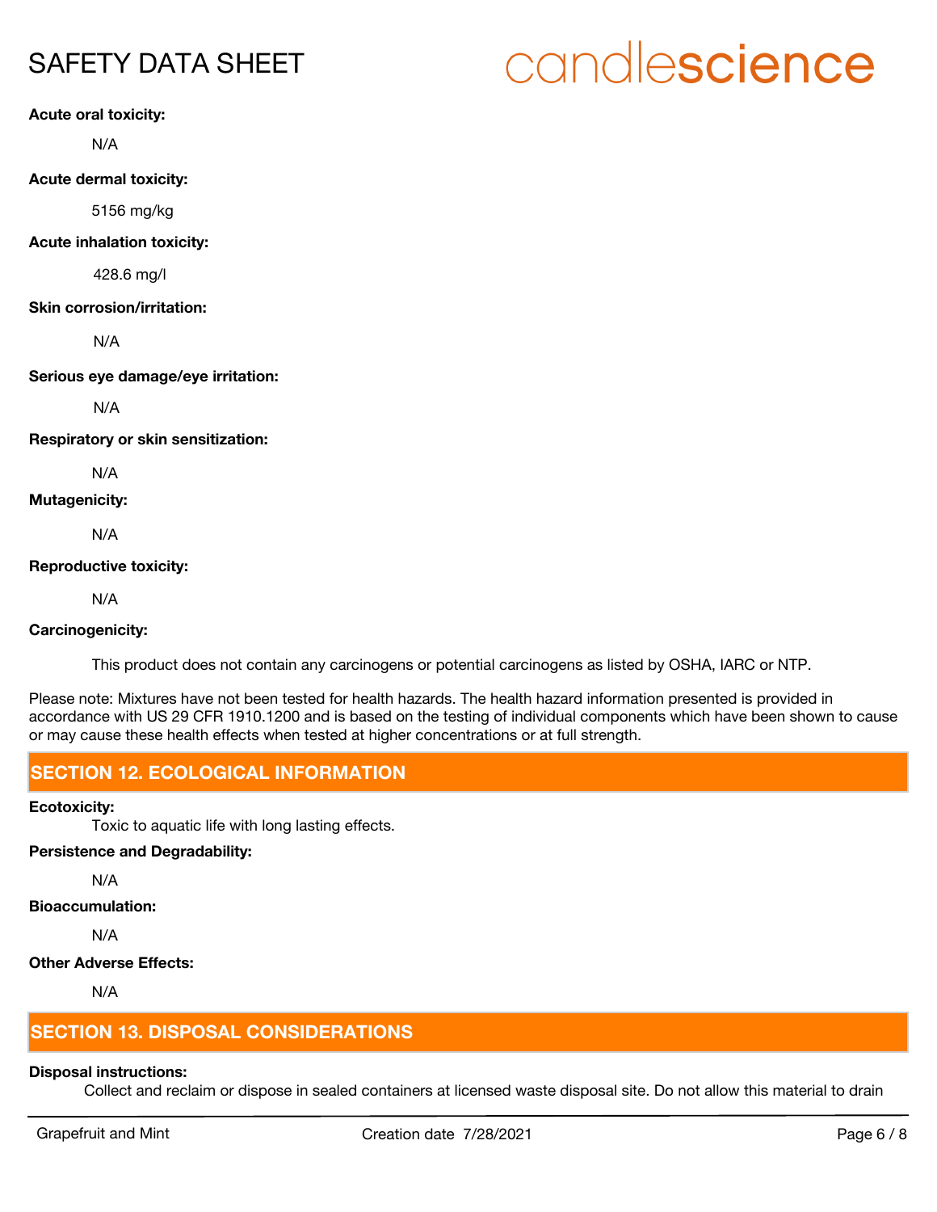**Acute oral toxicity:**

N/A

**Acute dermal toxicity:**

5156 mg/kg

**Acute inhalation toxicity:**

428.6 mg/l

**Skin corrosion/irritation:**

N/A

**Serious eye damage/eye irritation:**

N/A

**Respiratory or skin sensitization:**

N/A

**Mutagenicity:**

N/A

**Reproductive toxicity:**

N/A

**Carcinogenicity:**

This product does not contain any carcinogens or potential carcinogens as listed by OSHA, IARC or NTP.

Please note: Mixtures have not been tested for health hazards. The health hazard information presented is provided in accordance with US 29 CFR 1910.1200 and is based on the testing of individual components which have been shown to cause or may cause these health effects when tested at higher concentrations or at full strength.

## SECTION 12. ECOLOGICAL INFORMATION

**Ecotoxicity:**

Toxic to aquatic life with long lasting effects.

**Persistence and Degradability:**

N/A

**Bioaccumulation:**

N/A

**Other Adverse Effects:**

N/A

## SECTION 13. DISPOSAL CONSIDERATIONS

**Disposal instructions:**

Collect and reclaim or dispose in sealed containers at licensed waste disposal site. Do not allow this material to drain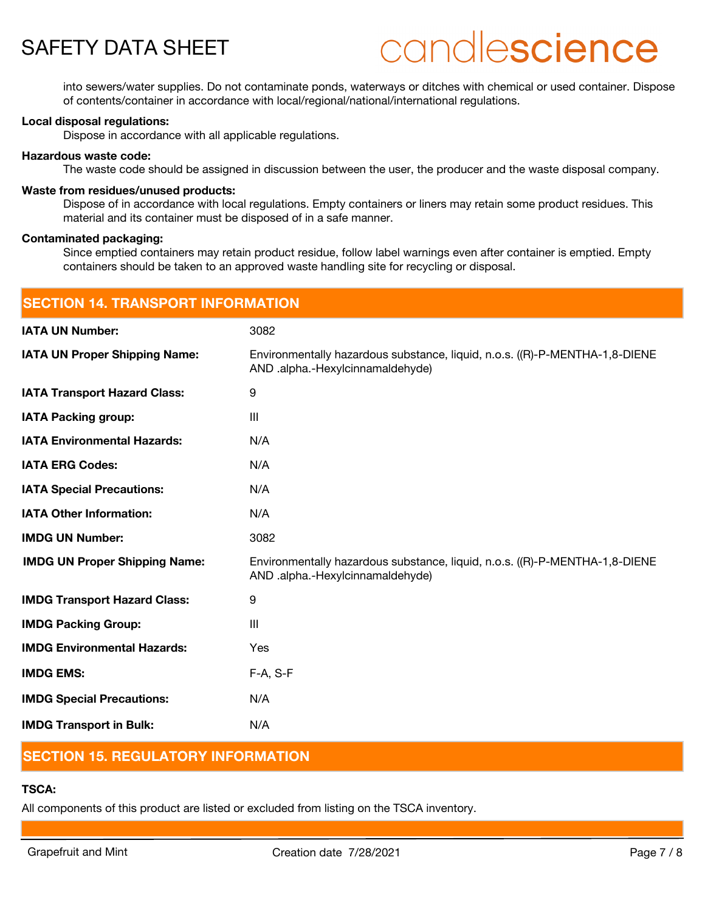into sewers/water supplies. Do not contaminate ponds, waterways or ditches with chemical or used container. Dispose of contents/container in accordance with local/regional/national/international regulations.

**Local disposal regulations:**

Dispose in accordance with all applicable regulations.

**Hazardous waste code:**

The waste code should be assigned in discussion between the user, the producer and the waste disposal company.

**Waste from residues/unused products:**

Dispose of in accordance with local regulations. Empty containers or liners may retain some product residues. This material and its container must be disposed of in a safe manner.

**Contaminated packaging:**

Since emptied containers may retain product residue, follow label warnings even after container is emptied. Empty containers should be taken to an approved waste handling site for recycling or disposal.

## SECTION 14. TRANSPORT INFORMATION

| | |
|---|---|
| **IATA UN Number:** | 3082 |
| **IATA UN Proper Shipping Name:** | Environmentally hazardous substance, liquid, n.o.s. ((R)-P-MENTHA-1,8-DIENE AND .alpha.-Hexylcinnamaldehyde) |
| **IATA Transport Hazard Class:** | 9 |
| **IATA Packing group:** | III |
| **IATA Environmental Hazards:** | N/A |
| **IATA ERG Codes:** | N/A |
| **IATA Special Precautions:** | N/A |
| **IATA Other Information:** | N/A |
| **IMDG UN Number:** | 3082 |
| **IMDG UN Proper Shipping Name:** | Environmentally hazardous substance, liquid, n.o.s. ((R)-P-MENTHA-1,8-DIENE AND .alpha.-Hexylcinnamaldehyde) |
| **IMDG Transport Hazard Class:** | 9 |
| **IMDG Packing Group:** | III |
| **IMDG Environmental Hazards:** | Yes |
| **IMDG EMS:** | F-A, S-F |
| **IMDG Special Precautions:** | N/A |
| **IMDG Transport in Bulk:** | N/A |

## SECTION 15. REGULATORY INFORMATION

**TSCA:**

All components of this product are listed or excluded from listing on the TSCA inventory.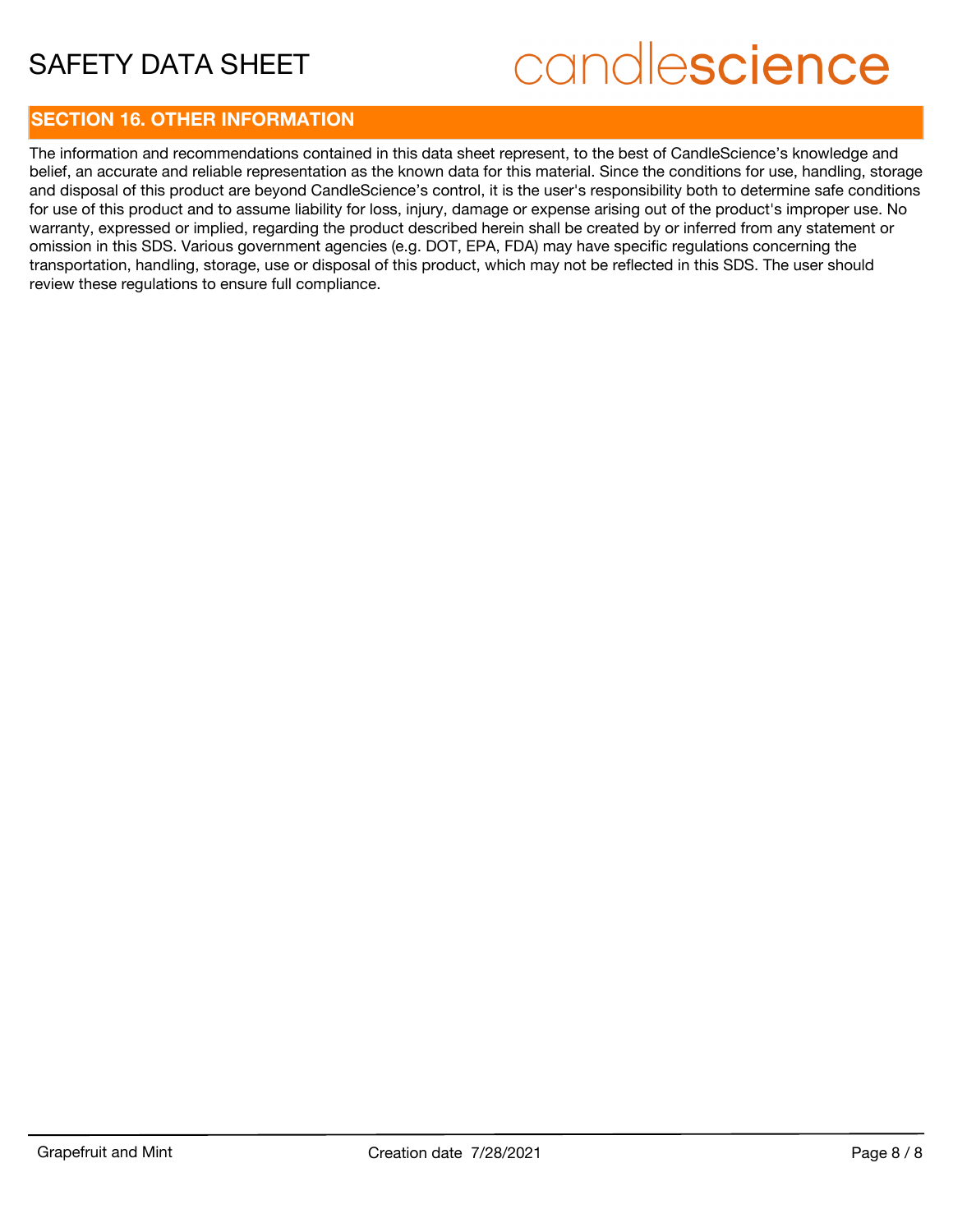## SECTION 16. OTHER INFORMATION

The information and recommendations contained in this data sheet represent, to the best of CandleScience's knowledge and belief, an accurate and reliable representation as the known data for this material. Since the conditions for use, handling, storage and disposal of this product are beyond CandleScience's control, it is the user's responsibility both to determine safe conditions for use of this product and to assume liability for loss, injury, damage or expense arising out of the product's improper use. No warranty, expressed or implied, regarding the product described herein shall be created by or inferred from any statement or omission in this SDS. Various government agencies (e.g. DOT, EPA, FDA) may have specific regulations concerning the transportation, handling, storage, use or disposal of this product, which may not be reflected in this SDS. The user should review these regulations to ensure full compliance.